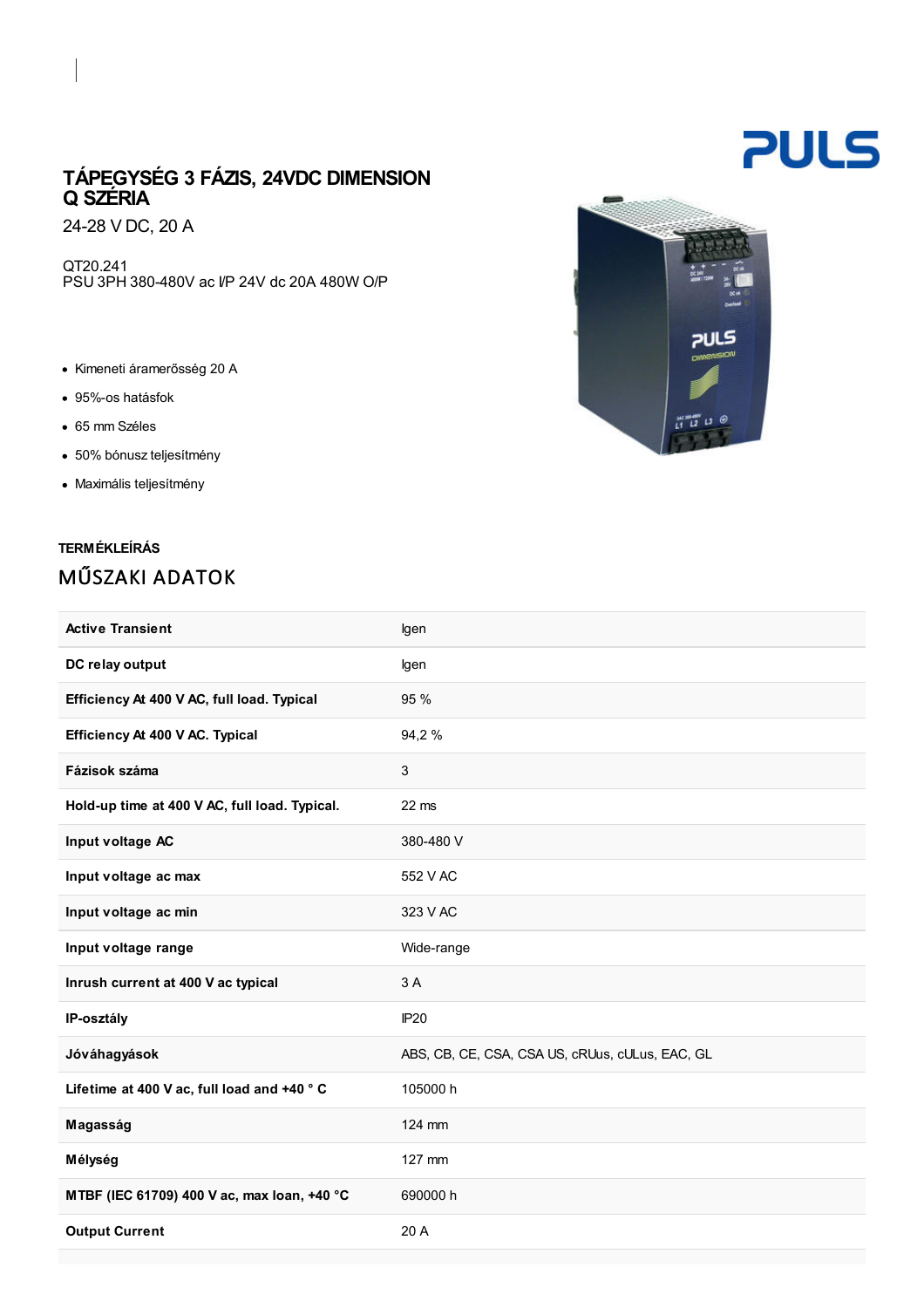# TÁPEGYSÉG 3 FÁZIS, 24VDC DIMENSION Q SZÉRIA

24-28 V DC, 20 A

QT20.241
PSU 3PH 380-480V ac I/P 24V dc 20A 480W O/P

- Kimeneti áramerősség 20 A
- 95%-os hatásfok
- 65 mm Széles
- 50% bónusz teljesítmény
- Maximális teljesítmény

### TERMÉKLEÍRÁS

## MŰSZAKI ADATOK

| | |
|---|---|
| **Active Transient** | Igen |
| **DC relay output** | Igen |
| **Efficiency At 400 V AC, full load. Typical** | 95 % |
| **Efficiency At 400 V AC. Typical** | 94,2 % |
| **Fázisok száma** | 3 |
| **Hold-up time at 400 V AC, full load. Typical.** | 22 ms |
| **Input voltage AC** | 380-480 V |
| **Input voltage ac max** | 552 V AC |
| **Input voltage ac min** | 323 V AC |
| **Input voltage range** | Wide-range |
| **Inrush current at 400 V ac typical** | 3 A |
| **IP-osztály** | IP20 |
| **Jóváhagyások** | ABS, CB, CE, CSA, CSA US, cRUus, cULus, EAC, GL |
| **Lifetime at 400 V ac, full load and +40 ° C** | 105000 h |
| **Magasság** | 124 mm |
| **Mélység** | 127 mm |
| **MTBF (IEC 61709) 400 V ac, max loan, +40 °C** | 690000 h |
| **Output Current** | 20 A |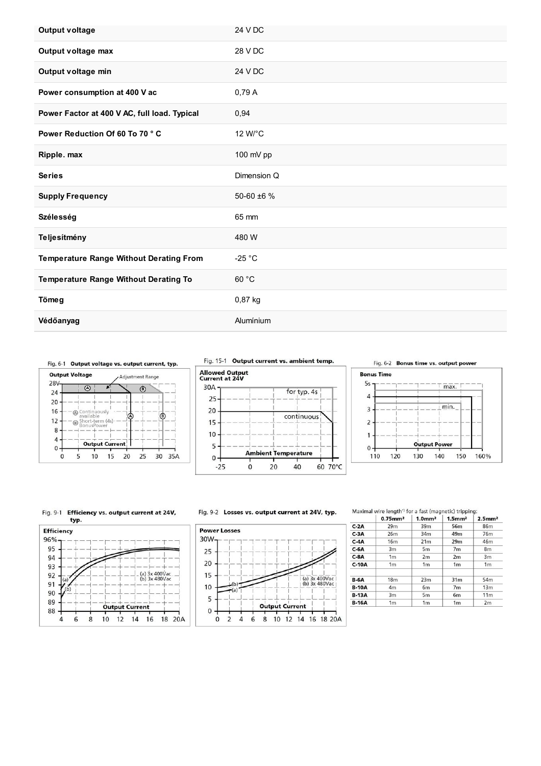| | |
|---|---|
| **Output voltage** | 24 V DC |
| **Output voltage max** | 28 V DC |
| **Output voltage min** | 24 V DC |
| **Power consumption at 400 V ac** | 0,79 A |
| **Power Factor at 400 V AC, full load. Typical** | 0,94 |
| **Power Reduction Of 60 To 70 ° C** | 12 W/°C |
| **Ripple. max** | 100 mV pp |
| **Series** | Dimension Q |
| **Supply Frequency** | 50-60 ±6 % |
| **Szélesség** | 65 mm |
| **Teljesítmény** | 480 W |
| **Temperature Range Without Derating From** | -25 °C |
| **Temperature Range Without Derating To** | 60 °C |
| **Tömeg** | 0,87 kg |
| **Védőanyag** | Alumínium |

Fig. 6-1 **Output voltage vs. output current, typ.**

Fig. 15-1 **Output current vs. ambient temp.**

Fig. 6-2 **Bonus time vs. output power**

Fig. 9-1 **Efficiency vs. output current at 24V, typ.**

Fig. 9-2 **Losses vs. output current at 24V, typ.**

Maximal wire length*) for a fast (magnetic) tripping:

| | 0.75mm² | 1.0mm² | 1.5mm² | 2.5mm² |
|---|---|---|---|---|
| **C-2A** | 29m | 39m | 56m | 86m |
| **C-3A** | 26m | 34m | 49m | 76m |
| **C-4A** | 16m | 21m | 29m | 46m |
| **C-6A** | 3m | 5m | 7m | 8m |
| **C-8A** | 1m | 2m | 2m | 3m |
| **C-10A** | 1m | 1m | 1m | 1m |
| | | | | |
| **B-6A** | 18m | 23m | 31m | 54m |
| **B-10A** | 4m | 6m | 7m | 13m |
| **B-13A** | 3m | 5m | 6m | 11m |
| **B-16A** | 1m | 1m | 1m | 2m |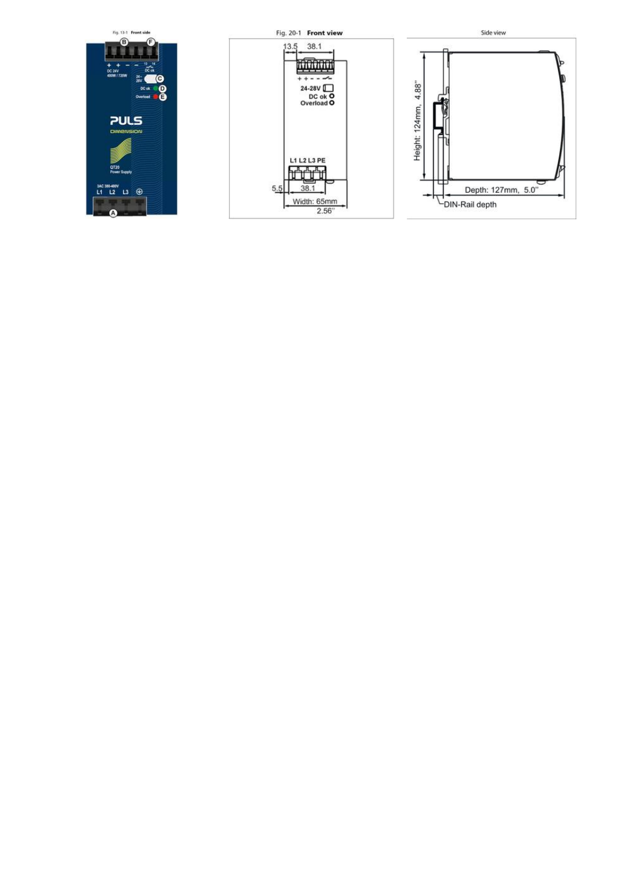Fig. 13-1 Front side

B F

+ + − − 13 14 DC ok

DC 24V 480W / 720W

24-28V C

DC ok D

Overload E

PULS

DIMENSION

QT20 Power Supply

3AC 380-480V

L1 L2 L3 ⏚

A

Fig. 20-1 **Front view**

13.5 38.1

+ + − −

24-28V

DC ok

Overload

L1 L2 L3 PE

5.5 38.1

Width: 65mm 2.56''

Side view

Height: 124mm, 4.88''

Depth: 127mm, 5.0''

DIN-Rail depth